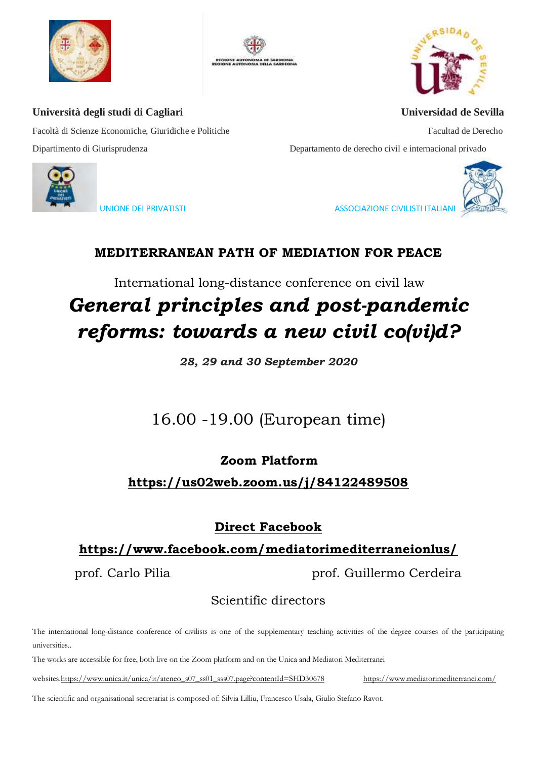**Università degli studi di Cagliari**

Facoltà di Scienze Economiche, Giuridiche e Politiche

Dipartimento di Giurisprudenza

**Universidad de Sevilla**

Facultad de Derecho

Departamento de derecho civil e internacional privado

UNIONE DEI PRIVATISTI

ASSOCIAZIONE CIVILISTI ITALIANI

## MEDITERRANEAN PATH OF MEDIATION FOR PEACE

International long-distance conference on civil law

# *General principles and post-pandemic reforms: towards a new civil co(vi)d?*

***28, 29 and 30 September 2020***

16.00 -19.00 (European time)

**Zoom Platform**

**https://us02web.zoom.us/j/84122489508**

**Direct Facebook**

**https://www.facebook.com/mediatorimediterraneionlus/**

prof. Carlo Pilia

prof. Guillermo Cerdeira

Scientific directors

The international long-distance conference of civilists is one of the supplementary teaching activities of the degree courses of the participating universities..

The works are accessible for free, both live on the Zoom platform and on the Unica and Mediatori Mediterranei websites.https://www.unica.it/unica/it/ateneo_s07_ss01_sss07.page?contentId=SHD30678 https://www.mediatorimediterranei.com/

The scientific and organisational secretariat is composed of: Silvia Lilliu, Francesco Usala, Giulio Stefano Ravot.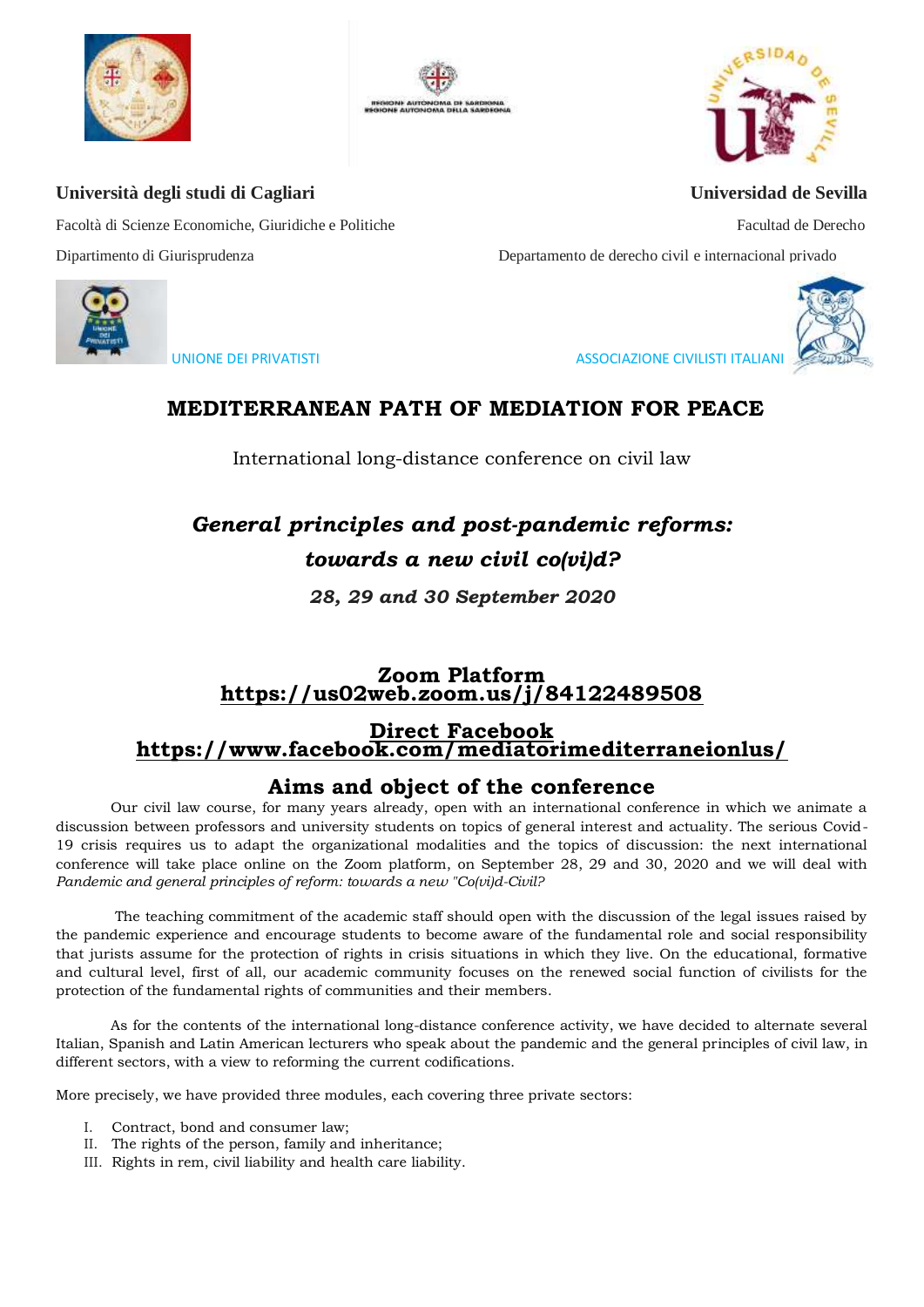**Università degli studi di Cagliari**

Facoltà di Scienze Economiche, Giuridiche e Politiche

Dipartimento di Giurisprudenza

**Universidad de Sevilla**

Facultad de Derecho

Departamento de derecho civil e internacional privado

UNIONE DEI PRIVATISTI

ASSOCIAZIONE CIVILISTI ITALIANI

# MEDITERRANEAN PATH OF MEDIATION FOR PEACE

International long-distance conference on civil law

## *General principles and post-pandemic reforms: towards a new civil co(vi)d?*

***28, 29 and 30 September 2020***

**Zoom Platform**
**https://us02web.zoom.us/j/84122489508**

**Direct Facebook**
**https://www.facebook.com/mediatorimediterraneionlus/**

## Aims and object of the conference

Our civil law course, for many years already, open with an international conference in which we animate a discussion between professors and university students on topics of general interest and actuality. The serious Covid-19 crisis requires us to adapt the organizational modalities and the topics of discussion: the next international conference will take place online on the Zoom platform, on September 28, 29 and 30, 2020 and we will deal with *Pandemic and general principles of reform: towards a new "Co(vi)d-Civil?*

The teaching commitment of the academic staff should open with the discussion of the legal issues raised by the pandemic experience and encourage students to become aware of the fundamental role and social responsibility that jurists assume for the protection of rights in crisis situations in which they live. On the educational, formative and cultural level, first of all, our academic community focuses on the renewed social function of civilists for the protection of the fundamental rights of communities and their members.

As for the contents of the international long-distance conference activity, we have decided to alternate several Italian, Spanish and Latin American lecturers who speak about the pandemic and the general principles of civil law, in different sectors, with a view to reforming the current codifications.

More precisely, we have provided three modules, each covering three private sectors:

I. Contract, bond and consumer law;
II. The rights of the person, family and inheritance;
III. Rights in rem, civil liability and health care liability.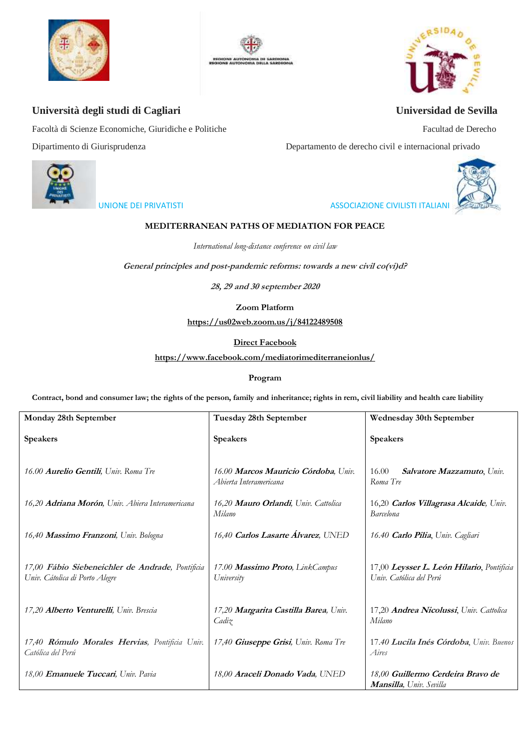**Università degli studi di Cagliari**

Facoltà di Scienze Economiche, Giuridiche e Politiche

Dipartimento di Giurisprudenza

**Universidad de Sevilla**

Facultad de Derecho

Departamento de derecho civil e internacional privado

UNIONE DEI PRIVATISTI

ASSOCIAZIONE CIVILISTI ITALIANI

**MEDITERRANEAN PATHS OF MEDIATION FOR PEACE**

*International long-distance conference on civil law*

***General principles and post-pandemic reforms: towards a new civil co(vi)d?***

***28, 29 and 30 september 2020***

**Zoom Platform**

**https://us02web.zoom.us/j/84122489508**

**Direct Facebook**

**https://www.facebook.com/mediatorimediterraneionlus/**

**Program**

**Contract, bond and consumer law; the rights of the person, family and inheritance; rights in rem, civil liability and health care liability**

| Monday 28th September<br><br>Speakers | Tuesday 28th September<br><br>Speakers | Wednesday 30th September<br><br>Speakers |
|---|---|---|
| *16.00* ***Aurelio Gentili****, Univ. Roma Tre* | *16.00* ***Marcos Mauricio Córdoba****, Univ. Abierta Interamericana* | 16.00 ***Salvatore Mazzamuto****, Univ. Roma Tre* |
| *16,20* ***Adriana Morón****, Univ. Abiera Interamericana* | *16,20* ***Mauro Orlandi****, Univ. Cattolica Milano* | 16,20 ***Carlos Villagrasa Alcaide****, Univ. Barcelona* |
| *16,40* ***Massimo Franzoni****, Univ. Bologna* | *16,40* ***Carlos Lasarte Álvarez****, UNED* | *16.40* ***Carlo Pilia****, Univ. Cagliari* |
| *17,00* ***Fábio Siebeneichler de Andrade****, Pontificia Univ. Cátolica di Porto Alegre* | *17.00* ***Massimo Proto****, LinkCampus University* | 17,00 ***Leysser L. León Hilario****, Pontificia Univ. Católica del Perú* |
| *17,20* ***Alberto Venturelli****, Univ. Brescia* | *17,20* ***Margarita Castilla Barea****, Univ. Cadiz* | 17,20 ***Andrea Nicolussi****, Univ. Cattolica Milano* |
| *17,40* ***Rómulo Morales Hervias****, Pontificia Univ. Católica del Perú* | *17,40* ***Giuseppe Grisi****, Univ. Roma Tre* | 17.40 ***Lucila Inés Córdoba****, Univ. Buenos Aires* |
| *18,00* ***Emanuele Tuccari****, Univ. Pavia* | *18,00* ***Araceli Donado Vada****, UNED* | *18,00* ***Guillermo Cerdeira Bravo de Mansilla****, Univ. Sevilla* |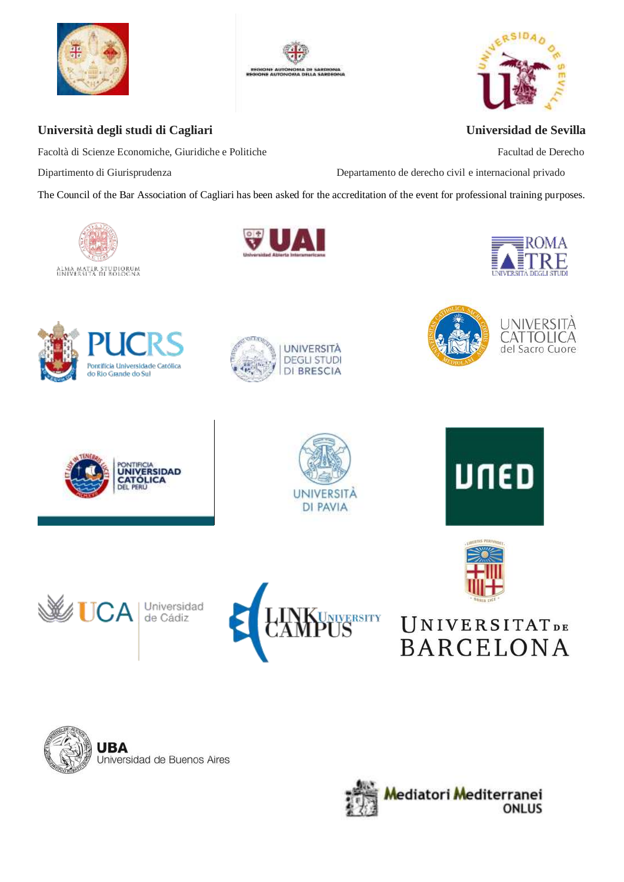**Università degli studi di Cagliari**

Facoltà di Scienze Economiche, Giuridiche e Politiche

Dipartimento di Giurisprudenza

**Universidad de Sevilla**

Facultad de Derecho

Departamento de derecho civil e internacional privado

The Council of the Bar Association of Cagliari has been asked for the accreditation of the event for professional training purposes.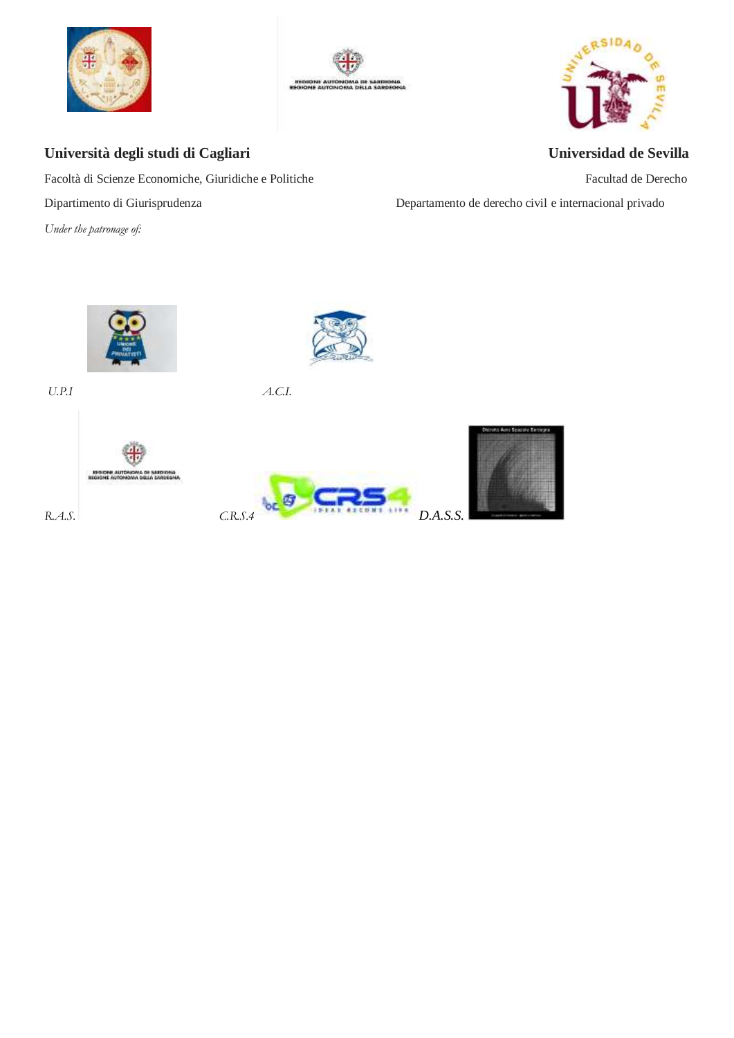**Università degli studi di Cagliari**

Facoltà di Scienze Economiche, Giuridiche e Politiche

Dipartimento di Giurisprudenza

**Universidad de Sevilla**

Facultad de Derecho

Departamento de derecho civil e internacional privado

*Under the patronage of:*

*U.P.I*

*A.C.I.*

*R.A.S.*

*C.R.S.4*

*D.A.S.S.*